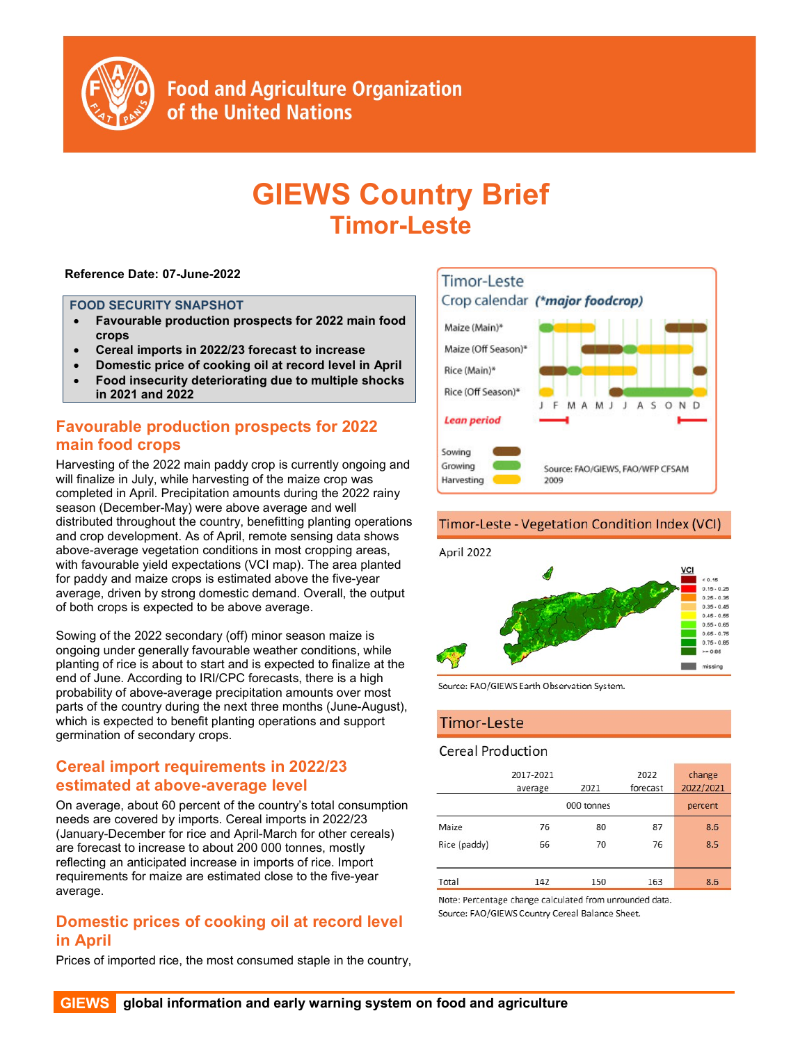# GIEWS Country Brief
## Timor-Leste

**Reference Date: 07-June-2022**

**FOOD SECURITY SNAPSHOT**

- **Favourable production prospects for 2022 main food crops**
- **Cereal imports in 2022/23 forecast to increase**
- **Domestic price of cooking oil at record level in April**
- **Food insecurity deteriorating due to multiple shocks in 2021 and 2022**

## Favourable production prospects for 2022 main food crops

Harvesting of the 2022 main paddy crop is currently ongoing and will finalize in July, while harvesting of the maize crop was completed in April. Precipitation amounts during the 2022 rainy season (December-May) were above average and well distributed throughout the country, benefitting planting operations and crop development. As of April, remote sensing data shows above-average vegetation conditions in most cropping areas, with favourable yield expectations (VCI map). The area planted for paddy and maize crops is estimated above the five-year average, driven by strong domestic demand. Overall, the output of both crops is expected to be above average.

Sowing of the 2022 secondary (off) minor season maize is ongoing under generally favourable weather conditions, while planting of rice is about to start and is expected to finalize at the end of June. According to IRI/CPC forecasts, there is a high probability of above-average precipitation amounts over most parts of the country during the next three months (June-August), which is expected to benefit planting operations and support germination of secondary crops.

## Cereal import requirements in 2022/23 estimated at above-average level

On average, about 60 percent of the country's total consumption needs are covered by imports. Cereal imports in 2022/23 (January-December for rice and April-March for other cereals) are forecast to increase to about 200 000 tonnes, mostly reflecting an anticipated increase in imports of rice. Import requirements for maize are estimated close to the five-year average.

## Domestic prices of cooking oil at record level in April

Prices of imported rice, the most consumed staple in the country,

Timor-Leste
Crop calendar (*major foodcrop)

Maize (Main)*
Maize (Off Season)*
Rice (Main)*
Rice (Off Season)*
J F M A M J J A S O N D
Lean period
Sowing
Growing
Harvesting
Source: FAO/GIEWS, FAO/WFP CFSAM 2009

Timor-Leste - Vegetation Condition Index (VCI)

April 2022

VCI
< 0.15
0.15 - 0.25
0.25 - 0.35
0.35 - 0.45
0.45 - 0.55
0.55 - 0.65
0.65 - 0.75
0.75 - 0.85
>= 0.85
missing

Source: FAO/GIEWS Earth Observation System.

Timor-Leste

Cereal Production

| | 2017-2021 average | 2021 | 2022 forecast | change 2022/2021 |
|---|---|---|---|---|
| | 000 tonnes | | | percent |
| Maize | 76 | 80 | 87 | 8.6 |
| Rice (paddy) | 66 | 70 | 76 | 8.5 |
| Total | 142 | 150 | 163 | 8.6 |

Note: Percentage change calculated from unrounded data.
Source: FAO/GIEWS Country Cereal Balance Sheet.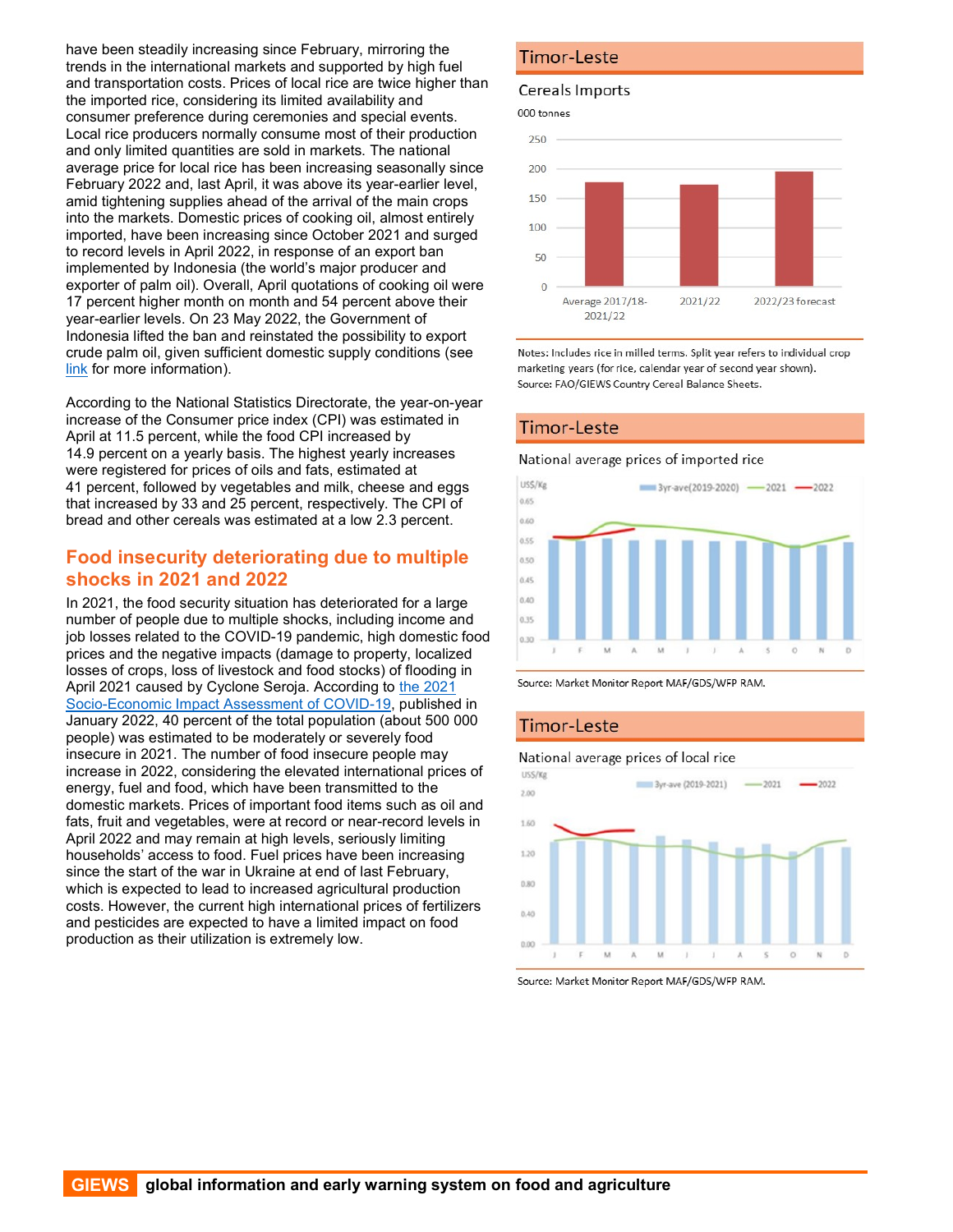have been steadily increasing since February, mirroring the trends in the international markets and supported by high fuel and transportation costs. Prices of local rice are twice higher than the imported rice, considering its limited availability and consumer preference during ceremonies and special events. Local rice producers normally consume most of their production and only limited quantities are sold in markets. The national average price for local rice has been increasing seasonally since February 2022 and, last April, it was above its year-earlier level, amid tightening supplies ahead of the arrival of the main crops into the markets. Domestic prices of cooking oil, almost entirely imported, have been increasing since October 2021 and surged to record levels in April 2022, in response of an export ban implemented by Indonesia (the world's major producer and exporter of palm oil). Overall, April quotations of cooking oil were 17 percent higher month on month and 54 percent above their year-earlier levels. On 23 May 2022, the Government of Indonesia lifted the ban and reinstated the possibility to export crude palm oil, given sufficient domestic supply conditions (see link for more information).

According to the National Statistics Directorate, the year-on-year increase of the Consumer price index (CPI) was estimated in April at 11.5 percent, while the food CPI increased by 14.9 percent on a yearly basis. The highest yearly increases were registered for prices of oils and fats, estimated at 41 percent, followed by vegetables and milk, cheese and eggs that increased by 33 and 25 percent, respectively. The CPI of bread and other cereals was estimated at a low 2.3 percent.

## Food insecurity deteriorating due to multiple shocks in 2021 and 2022

In 2021, the food security situation has deteriorated for a large number of people due to multiple shocks, including income and job losses related to the COVID-19 pandemic, high domestic food prices and the negative impacts (damage to property, localized losses of crops, loss of livestock and food stocks) of flooding in April 2021 caused by Cyclone Seroja. According to the 2021 Socio-Economic Impact Assessment of COVID-19, published in January 2022, 40 percent of the total population (about 500 000 people) was estimated to be moderately or severely food insecure in 2021. The number of food insecure people may increase in 2022, considering the elevated international prices of energy, fuel and food, which have been transmitted to the domestic markets. Prices of important food items such as oil and fats, fruit and vegetables, were at record or near-record levels in April 2022 and may remain at high levels, seriously limiting households' access to food. Fuel prices have been increasing since the start of the war in Ukraine at end of last February, which is expected to lead to increased agricultural production costs. However, the current high international prices of fertilizers and pesticides are expected to have a limited impact on food production as their utilization is extremely low.

### Timor-Leste

Cereals Imports

000 tonnes

Notes: Includes rice in milled terms. Split year refers to individual crop marketing years (for rice, calendar year of second year shown).
Source: FAO/GIEWS Country Cereal Balance Sheets.

### Timor-Leste

National average prices of imported rice

Source: Market Monitor Report MAF/GDS/WFP RAM.

### Timor-Leste

National average prices of local rice

Source: Market Monitor Report MAF/GDS/WFP RAM.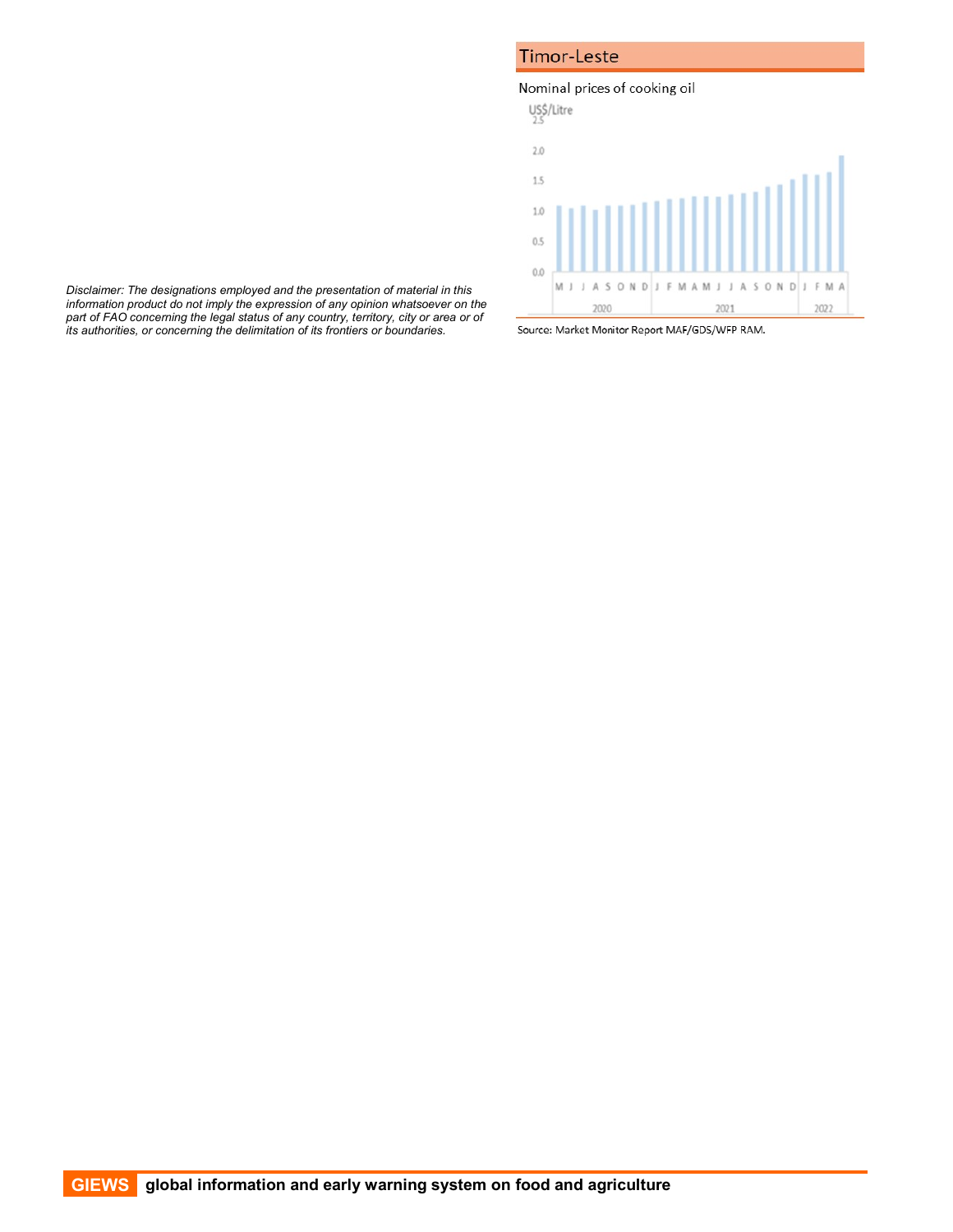*Disclaimer: The designations employed and the presentation of material in this information product do not imply the expression of any opinion whatsoever on the part of FAO concerning the legal status of any country, territory, city or area or of its authorities, or concerning the delimitation of its frontiers or boundaries.*

## Timor-Leste

Nominal prices of cooking oil

US$/Litre

2.5

2.0

1.5

1.0

0.5

0.0

M J J A S O N D J F M A M J J A S O N D J F M A

2020

2021

2022

Source: Market Monitor Report MAF/GDS/WFP RAM.

**GIEWS** global information and early warning system on food and agriculture